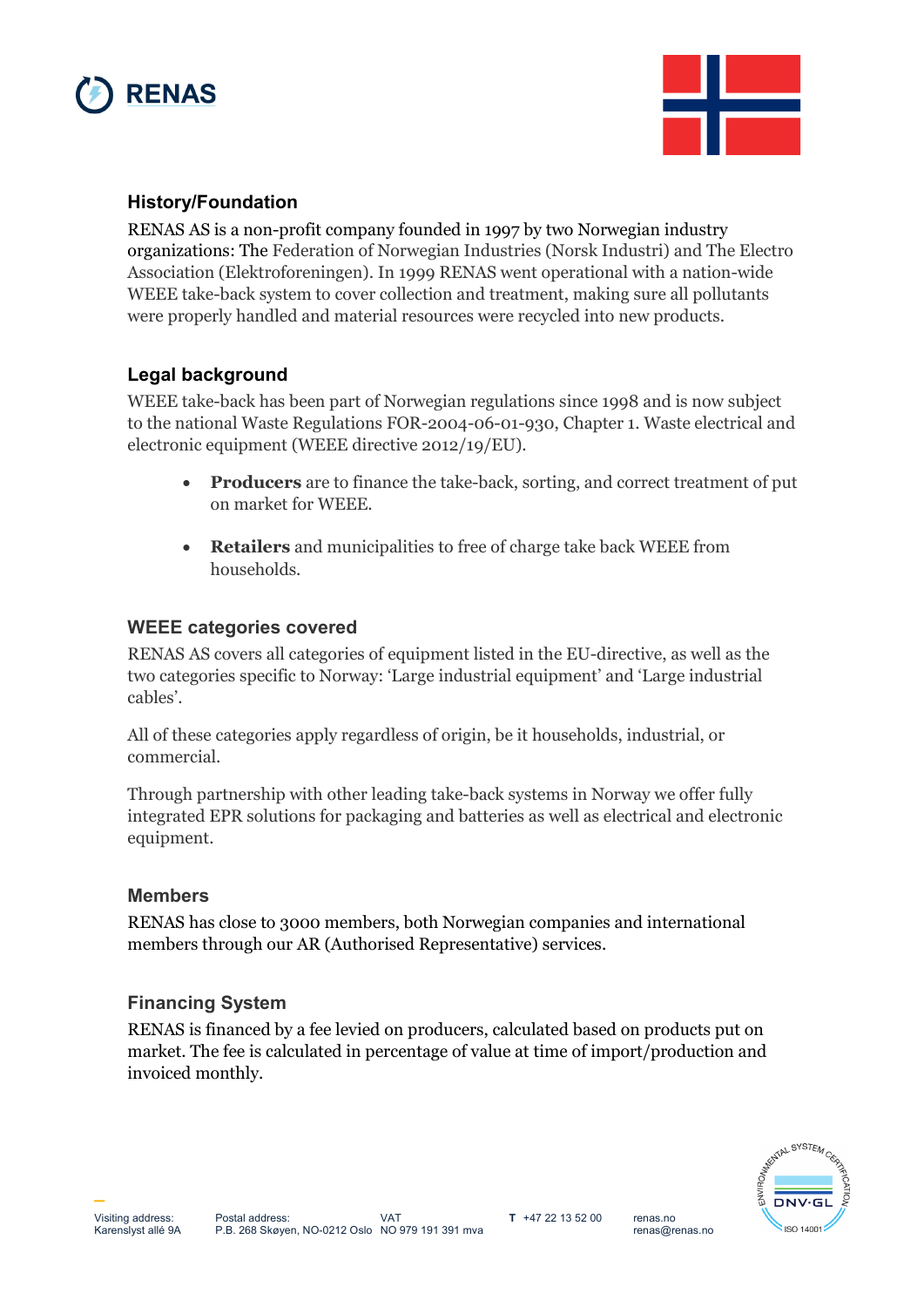## History/Foundation

RENAS AS is a non-profit company founded in 1997 by two Norwegian industry organizations: The Federation of Norwegian Industries (Norsk Industri) and The Electro Association (Elektroforeningen). In 1999 RENAS went operational with a nation-wide WEEE take-back system to cover collection and treatment, making sure all pollutants were properly handled and material resources were recycled into new products.

## Legal background

WEEE take-back has been part of Norwegian regulations since 1998 and is now subject to the national Waste Regulations FOR-2004-06-01-930, Chapter 1. Waste electrical and electronic equipment (WEEE directive 2012/19/EU).

- **Producers** are to finance the take-back, sorting, and correct treatment of put on market for WEEE.
- **Retailers** and municipalities to free of charge take back WEEE from households.

## WEEE categories covered

RENAS AS covers all categories of equipment listed in the EU-directive, as well as the two categories specific to Norway: 'Large industrial equipment' and 'Large industrial cables'.

All of these categories apply regardless of origin, be it households, industrial, or commercial.

Through partnership with other leading take-back systems in Norway we offer fully integrated EPR solutions for packaging and batteries as well as electrical and electronic equipment.

## Members

RENAS has close to 3000 members, both Norwegian companies and international members through our AR (Authorised Representative) services.

## Financing System

RENAS is financed by a fee levied on producers, calculated based on products put on market. The fee is calculated in percentage of value at time of import/production and invoiced monthly.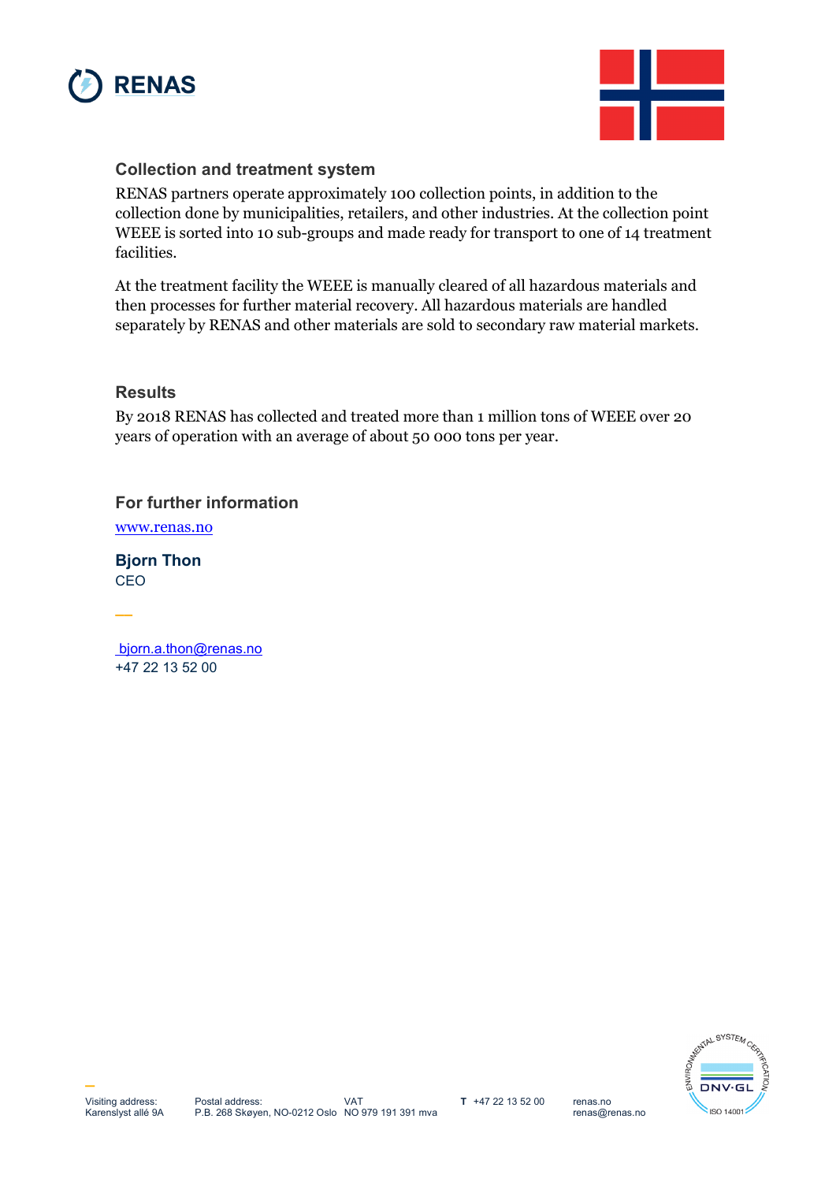## Collection and treatment system

RENAS partners operate approximately 100 collection points, in addition to the collection done by municipalities, retailers, and other industries. At the collection point WEEE is sorted into 10 sub-groups and made ready for transport to one of 14 treatment facilities.

At the treatment facility the WEEE is manually cleared of all hazardous materials and then processes for further material recovery. All hazardous materials are handled separately by RENAS and other materials are sold to secondary raw material markets.

## Results

By 2018 RENAS has collected and treated more than 1 million tons of WEEE over 20 years of operation with an average of about 50 000 tons per year.

## For further information

www.renas.no

**Bjorn Thon**
CEO

bjorn.a.thon@renas.no
+47 22 13 52 00

Visiting address:
Karenslyst allé 9A

Postal address:
P.B. 268 Skøyen, NO-0212 Oslo

VAT
NO 979 191 391 mva

T +47 22 13 52 00

renas.no
renas@renas.no